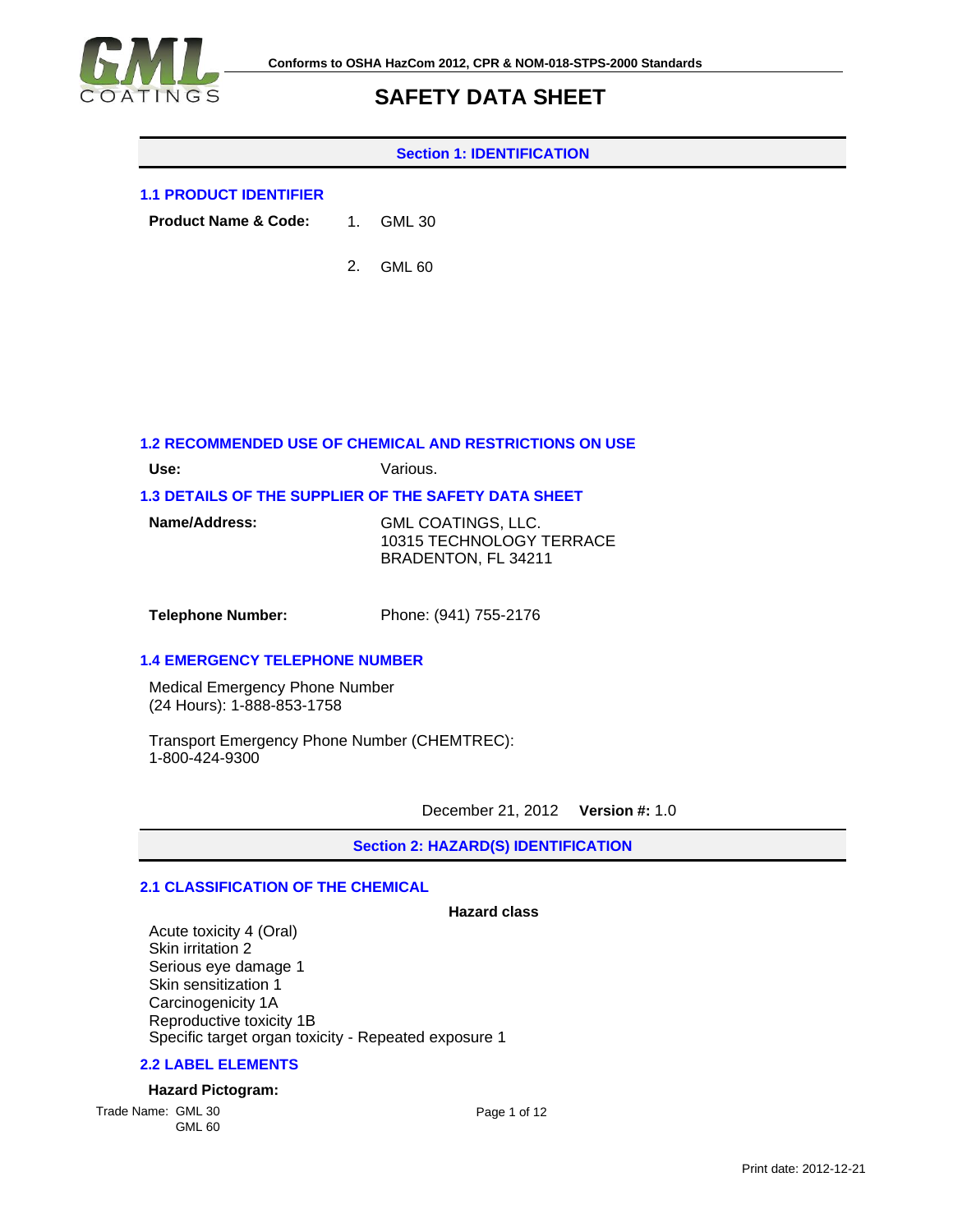Conforms to OSHA HazCom 2012, CPR & NOM-018-STPS-2000 Standards

# SAFETY DATA SHEET

## Section 1: IDENTIFICATION

### 1.1 PRODUCT IDENTIFIER

**Product Name & Code:**

1. GML 30
2. GML 60

### 1.2 RECOMMENDED USE OF CHEMICAL AND RESTRICTIONS ON USE

**Use:** Various.

### 1.3 DETAILS OF THE SUPPLIER OF THE SAFETY DATA SHEET

**Name/Address:**
GML COATINGS, LLC.
10315 TECHNOLOGY TERRACE
BRADENTON, FL 34211

**Telephone Number:** Phone: (941) 755-2176

### 1.4 EMERGENCY TELEPHONE NUMBER

Medical Emergency Phone Number
(24 Hours): 1-888-853-1758

Transport Emergency Phone Number (CHEMTREC):
1-800-424-9300

December 21, 2012 **Version #:** 1.0

## Section 2: HAZARD(S) IDENTIFICATION

### 2.1 CLASSIFICATION OF THE CHEMICAL

**Hazard class**

Acute toxicity 4 (Oral)
Skin irritation 2
Serious eye damage 1
Skin sensitization 1
Carcinogenicity 1A
Reproductive toxicity 1B
Specific target organ toxicity - Repeated exposure 1

### 2.2 LABEL ELEMENTS

**Hazard Pictogram:**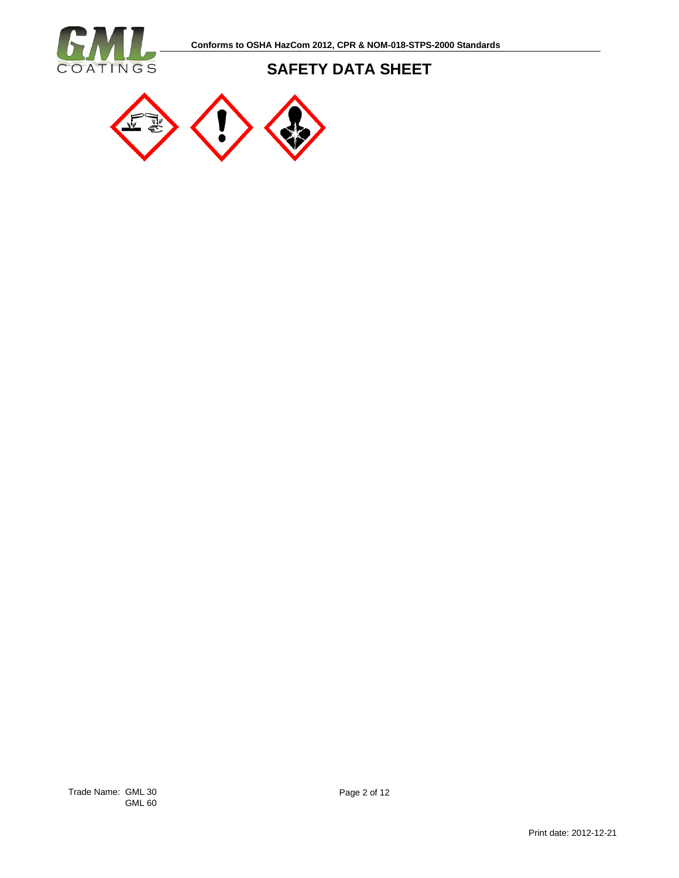Conforms to OSHA HazCom 2012, CPR & NOM-018-STPS-2000 Standards

# SAFETY DATA SHEET

Trade Name: GML 30
GML 60

Print date: 2012-12-21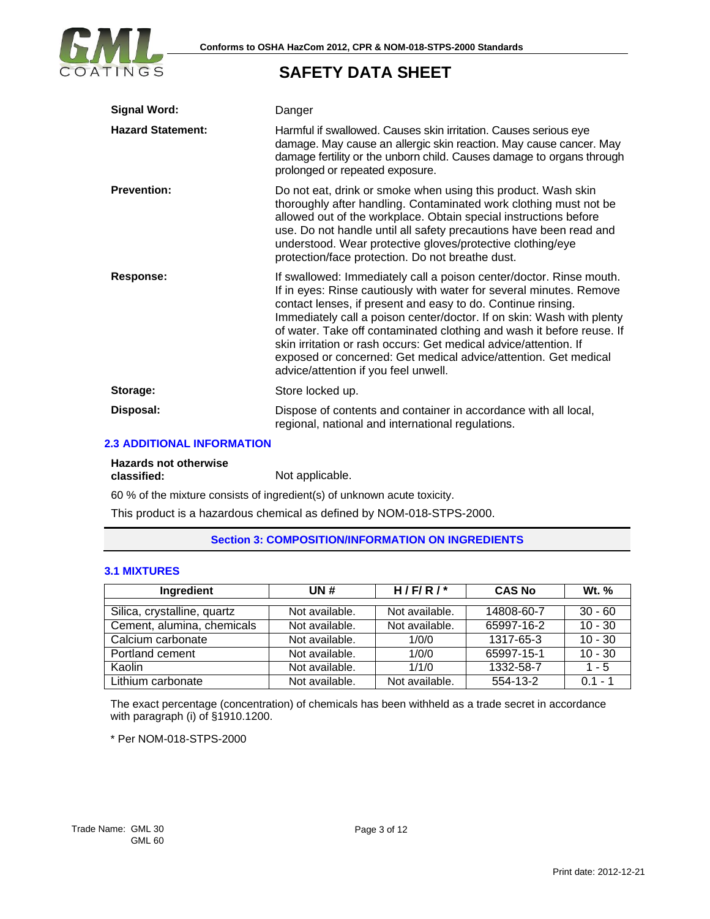| | |
|---|---|
| **Signal Word:** | Danger |
| **Hazard Statement:** | Harmful if swallowed. Causes skin irritation. Causes serious eye damage. May cause an allergic skin reaction. May cause cancer. May damage fertility or the unborn child. Causes damage to organs through prolonged or repeated exposure. |
| **Prevention:** | Do not eat, drink or smoke when using this product. Wash skin thoroughly after handling. Contaminated work clothing must not be allowed out of the workplace. Obtain special instructions before use. Do not handle until all safety precautions have been read and understood. Wear protective gloves/protective clothing/eye protection/face protection. Do not breathe dust. |
| **Response:** | If swallowed: Immediately call a poison center/doctor. Rinse mouth. If in eyes: Rinse cautiously with water for several minutes. Remove contact lenses, if present and easy to do. Continue rinsing. Immediately call a poison center/doctor. If on skin: Wash with plenty of water. Take off contaminated clothing and wash it before reuse. If skin irritation or rash occurs: Get medical advice/attention. If exposed or concerned: Get medical advice/attention. Get medical advice/attention if you feel unwell. |
| **Storage:** | Store locked up. |
| **Disposal:** | Dispose of contents and container in accordance with all local, regional, national and international regulations. |

### 2.3 ADDITIONAL INFORMATION

**Hazards not otherwise classified:** Not applicable.

60 % of the mixture consists of ingredient(s) of unknown acute toxicity.

This product is a hazardous chemical as defined by NOM-018-STPS-2000.

## Section 3: COMPOSITION/INFORMATION ON INGREDIENTS

### 3.1 MIXTURES

| Ingredient | UN # | H / F/ R / * | CAS No | Wt. % |
|---|---|---|---|---|
| Silica, crystalline, quartz | Not available. | Not available. | 14808-60-7 | 30 - 60 |
| Cement, alumina, chemicals | Not available. | Not available. | 65997-16-2 | 10 - 30 |
| Calcium carbonate | Not available. | 1/0/0 | 1317-65-3 | 10 - 30 |
| Portland cement | Not available. | 1/0/0 | 65997-15-1 | 10 - 30 |
| Kaolin | Not available. | 1/1/0 | 1332-58-7 | 1 - 5 |
| Lithium carbonate | Not available. | Not available. | 554-13-2 | 0.1 - 1 |

The exact percentage (concentration) of chemicals has been withheld as a trade secret in accordance with paragraph (i) of §1910.1200.

* Per NOM-018-STPS-2000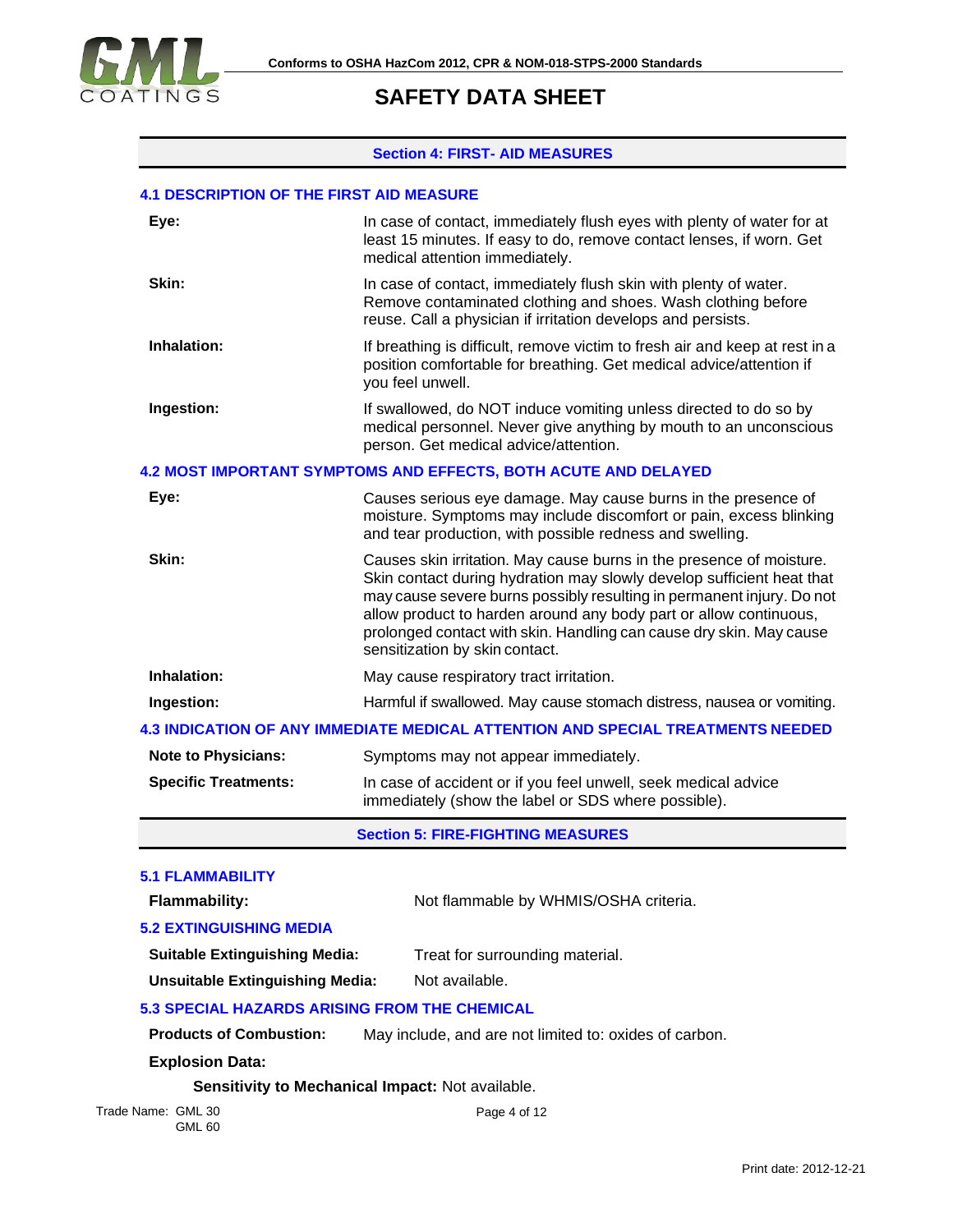## Section 4: FIRST- AID MEASURES

### 4.1 DESCRIPTION OF THE FIRST AID MEASURE

| | |
|---|---|
| **Eye:** | In case of contact, immediately flush eyes with plenty of water for at least 15 minutes. If easy to do, remove contact lenses, if worn. Get medical attention immediately. |
| **Skin:** | In case of contact, immediately flush skin with plenty of water. Remove contaminated clothing and shoes. Wash clothing before reuse. Call a physician if irritation develops and persists. |
| **Inhalation:** | If breathing is difficult, remove victim to fresh air and keep at rest in a position comfortable for breathing. Get medical advice/attention if you feel unwell. |
| **Ingestion:** | If swallowed, do NOT induce vomiting unless directed to do so by medical personnel. Never give anything by mouth to an unconscious person. Get medical advice/attention. |

### 4.2 MOST IMPORTANT SYMPTOMS AND EFFECTS, BOTH ACUTE AND DELAYED

| | |
|---|---|
| **Eye:** | Causes serious eye damage. May cause burns in the presence of moisture. Symptoms may include discomfort or pain, excess blinking and tear production, with possible redness and swelling. |
| **Skin:** | Causes skin irritation. May cause burns in the presence of moisture. Skin contact during hydration may slowly develop sufficient heat that may cause severe burns possibly resulting in permanent injury. Do not allow product to harden around any body part or allow continuous, prolonged contact with skin. Handling can cause dry skin. May cause sensitization by skin contact. |
| **Inhalation:** | May cause respiratory tract irritation. |
| **Ingestion:** | Harmful if swallowed. May cause stomach distress, nausea or vomiting. |

### 4.3 INDICATION OF ANY IMMEDIATE MEDICAL ATTENTION AND SPECIAL TREATMENTS NEEDED

| | |
|---|---|
| **Note to Physicians:** | Symptoms may not appear immediately. |
| **Specific Treatments:** | In case of accident or if you feel unwell, seek medical advice immediately (show the label or SDS where possible). |

## Section 5: FIRE-FIGHTING MEASURES

### 5.1 FLAMMABILITY

**Flammability:** Not flammable by WHMIS/OSHA criteria.

### 5.2 EXTINGUISHING MEDIA

**Suitable Extinguishing Media:** Treat for surrounding material.

**Unsuitable Extinguishing Media:** Not available.

### 5.3 SPECIAL HAZARDS ARISING FROM THE CHEMICAL

**Products of Combustion:** May include, and are not limited to: oxides of carbon.

**Explosion Data:**

**Sensitivity to Mechanical Impact:** Not available.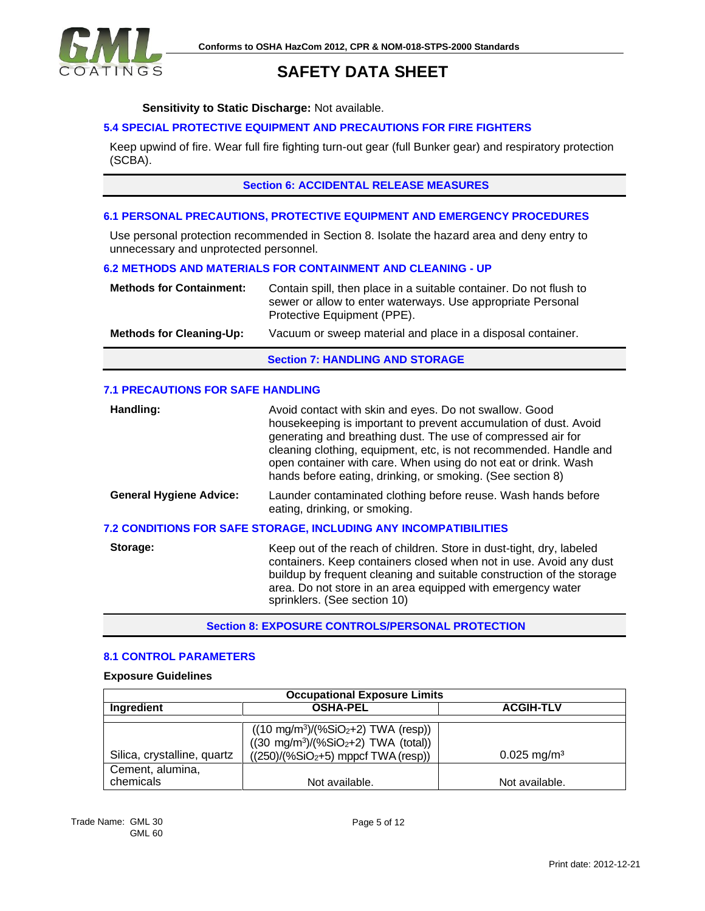**Sensitivity to Static Discharge:** Not available.

### 5.4 SPECIAL PROTECTIVE EQUIPMENT AND PRECAUTIONS FOR FIRE FIGHTERS

Keep upwind of fire. Wear full fire fighting turn-out gear (full Bunker gear) and respiratory protection (SCBA).

## Section 6: ACCIDENTAL RELEASE MEASURES

### 6.1 PERSONAL PRECAUTIONS, PROTECTIVE EQUIPMENT AND EMERGENCY PROCEDURES

Use personal protection recommended in Section 8. Isolate the hazard area and deny entry to unnecessary and unprotected personnel.

### 6.2 METHODS AND MATERIALS FOR CONTAINMENT AND CLEANING - UP

**Methods for Containment:** Contain spill, then place in a suitable container. Do not flush to sewer or allow to enter waterways. Use appropriate Personal Protective Equipment (PPE).

**Methods for Cleaning-Up:** Vacuum or sweep material and place in a disposal container.

## Section 7: HANDLING AND STORAGE

### 7.1 PRECAUTIONS FOR SAFE HANDLING

**Handling:** Avoid contact with skin and eyes. Do not swallow. Good housekeeping is important to prevent accumulation of dust. Avoid generating and breathing dust. The use of compressed air for cleaning clothing, equipment, etc, is not recommended. Handle and open container with care. When using do not eat or drink. Wash hands before eating, drinking, or smoking. (See section 8)

**General Hygiene Advice:** Launder contaminated clothing before reuse. Wash hands before eating, drinking, or smoking.

### 7.2 CONDITIONS FOR SAFE STORAGE, INCLUDING ANY INCOMPATIBILITIES

**Storage:** Keep out of the reach of children. Store in dust-tight, dry, labeled containers. Keep containers closed when not in use. Avoid any dust buildup by frequent cleaning and suitable construction of the storage area. Do not store in an area equipped with emergency water sprinklers. (See section 10)

## Section 8: EXPOSURE CONTROLS/PERSONAL PROTECTION

### 8.1 CONTROL PARAMETERS

**Exposure Guidelines**

| Occupational Exposure Limits | | |
|---|---|---|
| **Ingredient** | **OSHA-PEL** | **ACGIH-TLV** |
| Silica, crystalline, quartz | $((10\ mg/m^3)/(\%SiO_2+2)$ TWA (resp))<br>$((30\ mg/m^3)/(\%SiO_2+2)$ TWA (total))<br>$((250)/(\%SiO_2+5)$ mppcf TWA (resp)) | $0.025\ mg/m^3$ |
| Cement, alumina, chemicals | Not available. | Not available. |

Trade Name: GML 30
GML 60

Print date: 2012-12-21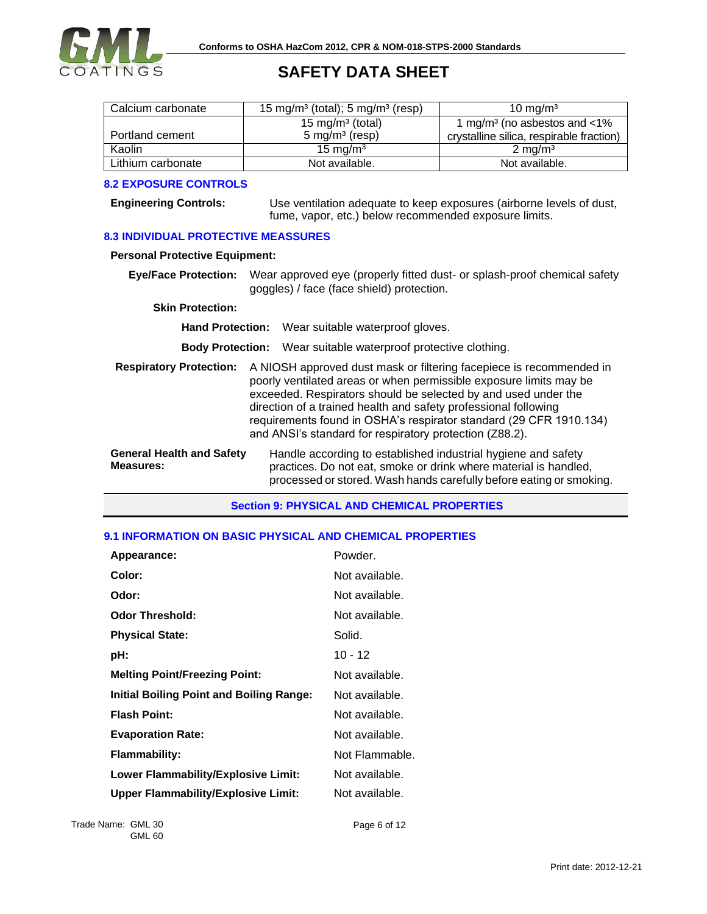| Calcium carbonate | 15 mg/m³ (total); 5 mg/m³ (resp) | 10 mg/m³ |
|---|---|---|
| Portland cement | 15 mg/m³ (total)<br>5 mg/m³ (resp) | 1 mg/m³ (no asbestos and <1% crystalline silica, respirable fraction) |
| Kaolin | 15 mg/m³ | 2 mg/m³ |
| Lithium carbonate | Not available. | Not available. |

### 8.2 EXPOSURE CONTROLS

**Engineering Controls:** Use ventilation adequate to keep exposures (airborne levels of dust, fume, vapor, etc.) below recommended exposure limits.

### 8.3 INDIVIDUAL PROTECTIVE MEASSURES

**Personal Protective Equipment:**

**Eye/Face Protection:** Wear approved eye (properly fitted dust- or splash-proof chemical safety goggles) / face (face shield) protection.

**Skin Protection:**

**Hand Protection:** Wear suitable waterproof gloves.

**Body Protection:** Wear suitable waterproof protective clothing.

**Respiratory Protection:** A NIOSH approved dust mask or filtering facepiece is recommended in poorly ventilated areas or when permissible exposure limits may be exceeded. Respirators should be selected by and used under the direction of a trained health and safety professional following requirements found in OSHA's respirator standard (29 CFR 1910.134) and ANSI's standard for respiratory protection (Z88.2).

**General Health and Safety Measures:** Handle according to established industrial hygiene and safety practices. Do not eat, smoke or drink where material is handled, processed or stored. Wash hands carefully before eating or smoking.

## Section 9: PHYSICAL AND CHEMICAL PROPERTIES

### 9.1 INFORMATION ON BASIC PHYSICAL AND CHEMICAL PROPERTIES

**Appearance:** Powder.

**Color:** Not available.

**Odor:** Not available.

**Odor Threshold:** Not available.

**Physical State:** Solid.

**pH:** 10 - 12

**Melting Point/Freezing Point:** Not available.

**Initial Boiling Point and Boiling Range:** Not available.

**Flash Point:** Not available.

**Evaporation Rate:** Not available.

**Flammability:** Not Flammable.

**Lower Flammability/Explosive Limit:** Not available.

**Upper Flammability/Explosive Limit:** Not available.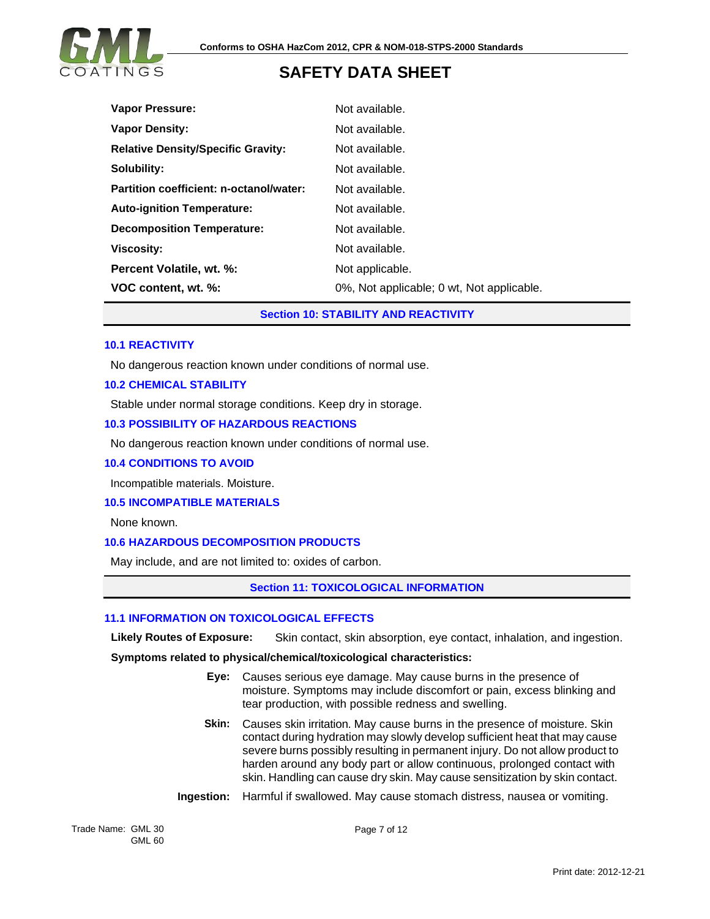| | |
|---|---|
| **Vapor Pressure:** | Not available. |
| **Vapor Density:** | Not available. |
| **Relative Density/Specific Gravity:** | Not available. |
| **Solubility:** | Not available. |
| **Partition coefficient: n-octanol/water:** | Not available. |
| **Auto-ignition Temperature:** | Not available. |
| **Decomposition Temperature:** | Not available. |
| **Viscosity:** | Not available. |
| **Percent Volatile, wt. %:** | Not applicable. |
| **VOC content, wt. %:** | 0%, Not applicable; 0 wt, Not applicable. |

## Section 10: STABILITY AND REACTIVITY

### 10.1 REACTIVITY

No dangerous reaction known under conditions of normal use.

### 10.2 CHEMICAL STABILITY

Stable under normal storage conditions. Keep dry in storage.

### 10.3 POSSIBILITY OF HAZARDOUS REACTIONS

No dangerous reaction known under conditions of normal use.

### 10.4 CONDITIONS TO AVOID

Incompatible materials. Moisture.

### 10.5 INCOMPATIBLE MATERIALS

None known.

### 10.6 HAZARDOUS DECOMPOSITION PRODUCTS

May include, and are not limited to: oxides of carbon.

## Section 11: TOXICOLOGICAL INFORMATION

### 11.1 INFORMATION ON TOXICOLOGICAL EFFECTS

**Likely Routes of Exposure:** Skin contact, skin absorption, eye contact, inhalation, and ingestion.

**Symptoms related to physical/chemical/toxicological characteristics:**

**Eye:** Causes serious eye damage. May cause burns in the presence of moisture. Symptoms may include discomfort or pain, excess blinking and tear production, with possible redness and swelling.

**Skin:** Causes skin irritation. May cause burns in the presence of moisture. Skin contact during hydration may slowly develop sufficient heat that may cause severe burns possibly resulting in permanent injury. Do not allow product to harden around any body part or allow continuous, prolonged contact with skin. Handling can cause dry skin. May cause sensitization by skin contact.

**Ingestion:** Harmful if swallowed. May cause stomach distress, nausea or vomiting.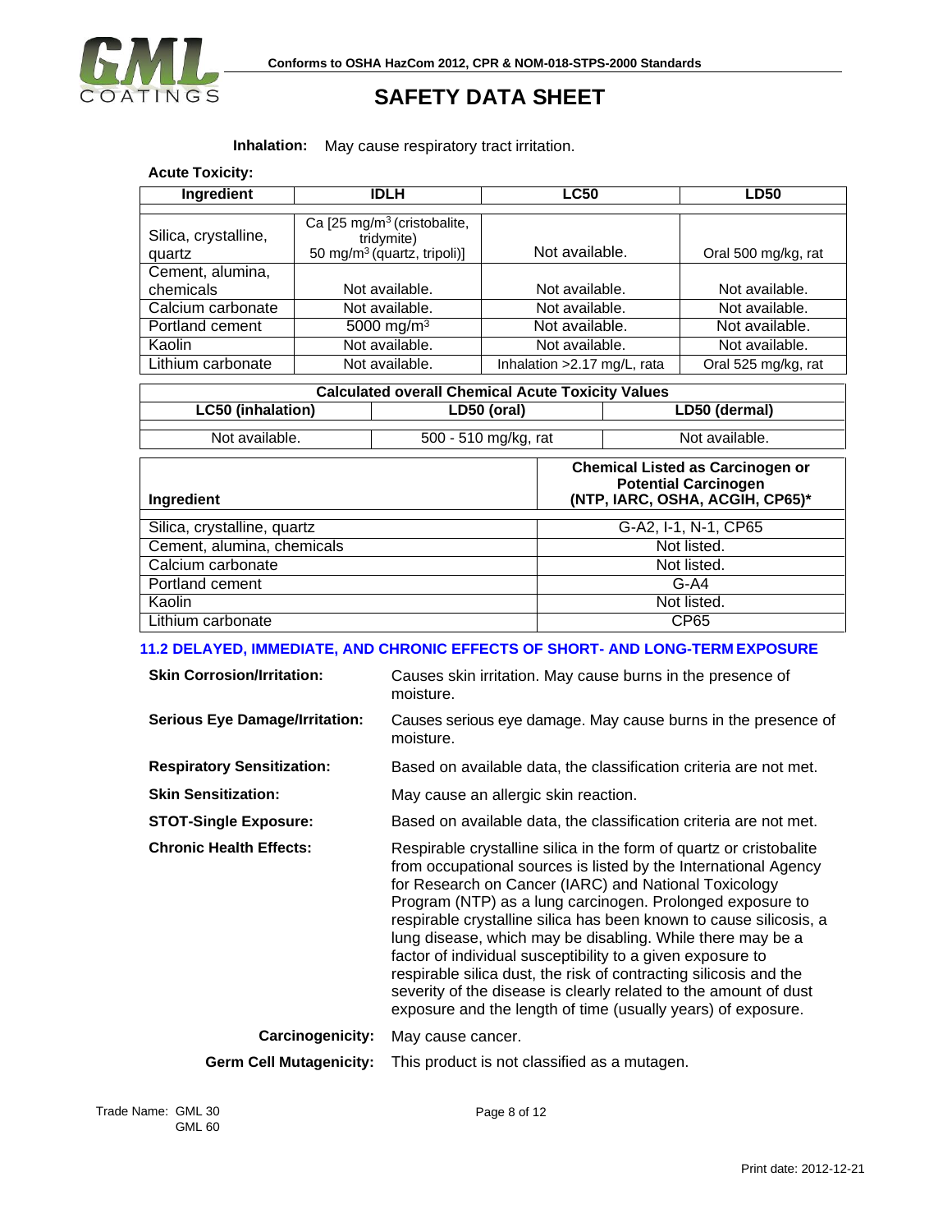**Inhalation:** May cause respiratory tract irritation.

**Acute Toxicity:**

| Ingredient | IDLH | LC50 | LD50 |
|---|---|---|---|
| Silica, crystalline, quartz | Ca [25 mg/m³ (cristobalite, tridymite) 50 mg/m³ (quartz, tripoli)] | Not available. | Oral 500 mg/kg, rat |
| Cement, alumina, chemicals | Not available. | Not available. | Not available. |
| Calcium carbonate | Not available. | Not available. | Not available. |
| Portland cement | 5000 mg/m³ | Not available. | Not available. |
| Kaolin | Not available. | Not available. | Not available. |
| Lithium carbonate | Not available. | Inhalation >2.17 mg/L, rata | Oral 525 mg/kg, rat |

| Calculated overall Chemical Acute Toxicity Values | | |
|---|---|---|
| **LC50 (inhalation)** | **LD50 (oral)** | **LD50 (dermal)** |
| Not available. | 500 - 510 mg/kg, rat | Not available. |

| Ingredient | Chemical Listed as Carcinogen or Potential Carcinogen (NTP, IARC, OSHA, ACGIH, CP65)* |
|---|---|
| Silica, crystalline, quartz | G-A2, I-1, N-1, CP65 |
| Cement, alumina, chemicals | Not listed. |
| Calcium carbonate | Not listed. |
| Portland cement | G-A4 |
| Kaolin | Not listed. |
| Lithium carbonate | CP65 |

### 11.2 DELAYED, IMMEDIATE, AND CHRONIC EFFECTS OF SHORT- AND LONG-TERM EXPOSURE

**Skin Corrosion/Irritation:** Causes skin irritation. May cause burns in the presence of moisture.

**Serious Eye Damage/Irritation:** Causes serious eye damage. May cause burns in the presence of moisture.

**Respiratory Sensitization:** Based on available data, the classification criteria are not met.

**Skin Sensitization:** May cause an allergic skin reaction.

**STOT-Single Exposure:** Based on available data, the classification criteria are not met.

**Chronic Health Effects:** Respirable crystalline silica in the form of quartz or cristobalite from occupational sources is listed by the International Agency for Research on Cancer (IARC) and National Toxicology Program (NTP) as a lung carcinogen. Prolonged exposure to respirable crystalline silica has been known to cause silicosis, a lung disease, which may be disabling. While there may be a factor of individual susceptibility to a given exposure to respirable silica dust, the risk of contracting silicosis and the severity of the disease is clearly related to the amount of dust exposure and the length of time (usually years) of exposure.

**Carcinogenicity:** May cause cancer.

**Germ Cell Mutagenicity:** This product is not classified as a mutagen.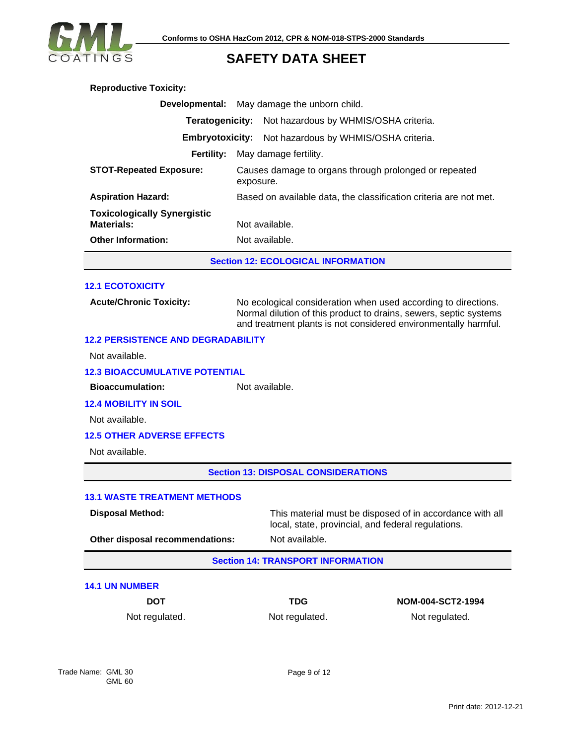**Reproductive Toxicity:**

| | |
|---|---|
| **Developmental:** | May damage the unborn child. |
| **Teratogenicity:** | Not hazardous by WHMIS/OSHA criteria. |
| **Embryotoxicity:** | Not hazardous by WHMIS/OSHA criteria. |
| **Fertility:** | May damage fertility. |

| | |
|---|---|
| **STOT-Repeated Exposure:** | Causes damage to organs through prolonged or repeated exposure. |
| **Aspiration Hazard:** | Based on available data, the classification criteria are not met. |
| **Toxicologically Synergistic Materials:** | Not available. |
| **Other Information:** | Not available. |

## Section 12: ECOLOGICAL INFORMATION

### 12.1 ECOTOXICITY

**Acute/Chronic Toxicity:** No ecological consideration when used according to directions. Normal dilution of this product to drains, sewers, septic systems and treatment plants is not considered environmentally harmful.

### 12.2 PERSISTENCE AND DEGRADABILITY

Not available.

### 12.3 BIOACCUMULATIVE POTENTIAL

**Bioaccumulation:** Not available.

### 12.4 MOBILITY IN SOIL

Not available.

### 12.5 OTHER ADVERSE EFFECTS

Not available.

## Section 13: DISPOSAL CONSIDERATIONS

### 13.1 WASTE TREATMENT METHODS

| | |
|---|---|
| **Disposal Method:** | This material must be disposed of in accordance with all local, state, provincial, and federal regulations. |
| **Other disposal recommendations:** | Not available. |

## Section 14: TRANSPORT INFORMATION

### 14.1 UN NUMBER

| DOT | TDG | NOM-004-SCT2-1994 |
|---|---|---|
| Not regulated. | Not regulated. | Not regulated. |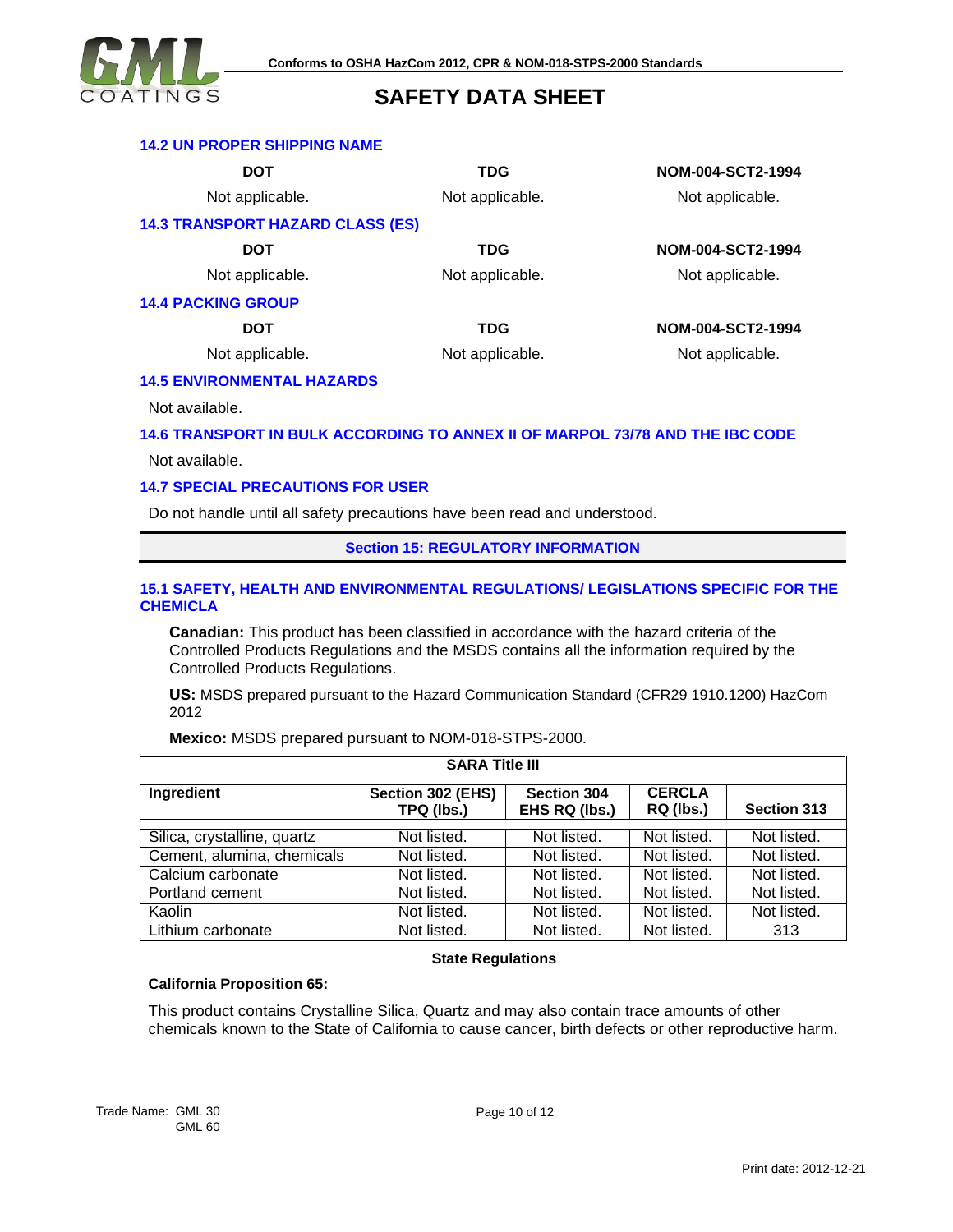### 14.2 UN PROPER SHIPPING NAME

| DOT | TDG | NOM-004-SCT2-1994 |
|---|---|---|
| Not applicable. | Not applicable. | Not applicable. |

### 14.3 TRANSPORT HAZARD CLASS (ES)

| DOT | TDG | NOM-004-SCT2-1994 |
|---|---|---|
| Not applicable. | Not applicable. | Not applicable. |

### 14.4 PACKING GROUP

| DOT | TDG | NOM-004-SCT2-1994 |
|---|---|---|
| Not applicable. | Not applicable. | Not applicable. |

### 14.5 ENVIRONMENTAL HAZARDS

Not available.

### 14.6 TRANSPORT IN BULK ACCORDING TO ANNEX II OF MARPOL 73/78 AND THE IBC CODE

Not available.

### 14.7 SPECIAL PRECAUTIONS FOR USER

Do not handle until all safety precautions have been read and understood.

## Section 15: REGULATORY INFORMATION

### 15.1 SAFETY, HEALTH AND ENVIRONMENTAL REGULATIONS/ LEGISLATIONS SPECIFIC FOR THE CHEMICLA

**Canadian:** This product has been classified in accordance with the hazard criteria of the Controlled Products Regulations and the MSDS contains all the information required by the Controlled Products Regulations.

**US:** MSDS prepared pursuant to the Hazard Communication Standard (CFR29 1910.1200) HazCom 2012

**Mexico:** MSDS prepared pursuant to NOM-018-STPS-2000.

| SARA Title III | | | | |
|---|---|---|---|---|
| **Ingredient** | **Section 302 (EHS) TPQ (lbs.)** | **Section 304 EHS RQ (lbs.)** | **CERCLA RQ (lbs.)** | **Section 313** |
| Silica, crystalline, quartz | Not listed. | Not listed. | Not listed. | Not listed. |
| Cement, alumina, chemicals | Not listed. | Not listed. | Not listed. | Not listed. |
| Calcium carbonate | Not listed. | Not listed. | Not listed. | Not listed. |
| Portland cement | Not listed. | Not listed. | Not listed. | Not listed. |
| Kaolin | Not listed. | Not listed. | Not listed. | Not listed. |
| Lithium carbonate | Not listed. | Not listed. | Not listed. | 313 |

**State Regulations**

**California Proposition 65:**

This product contains Crystalline Silica, Quartz and may also contain trace amounts of other chemicals known to the State of California to cause cancer, birth defects or other reproductive harm.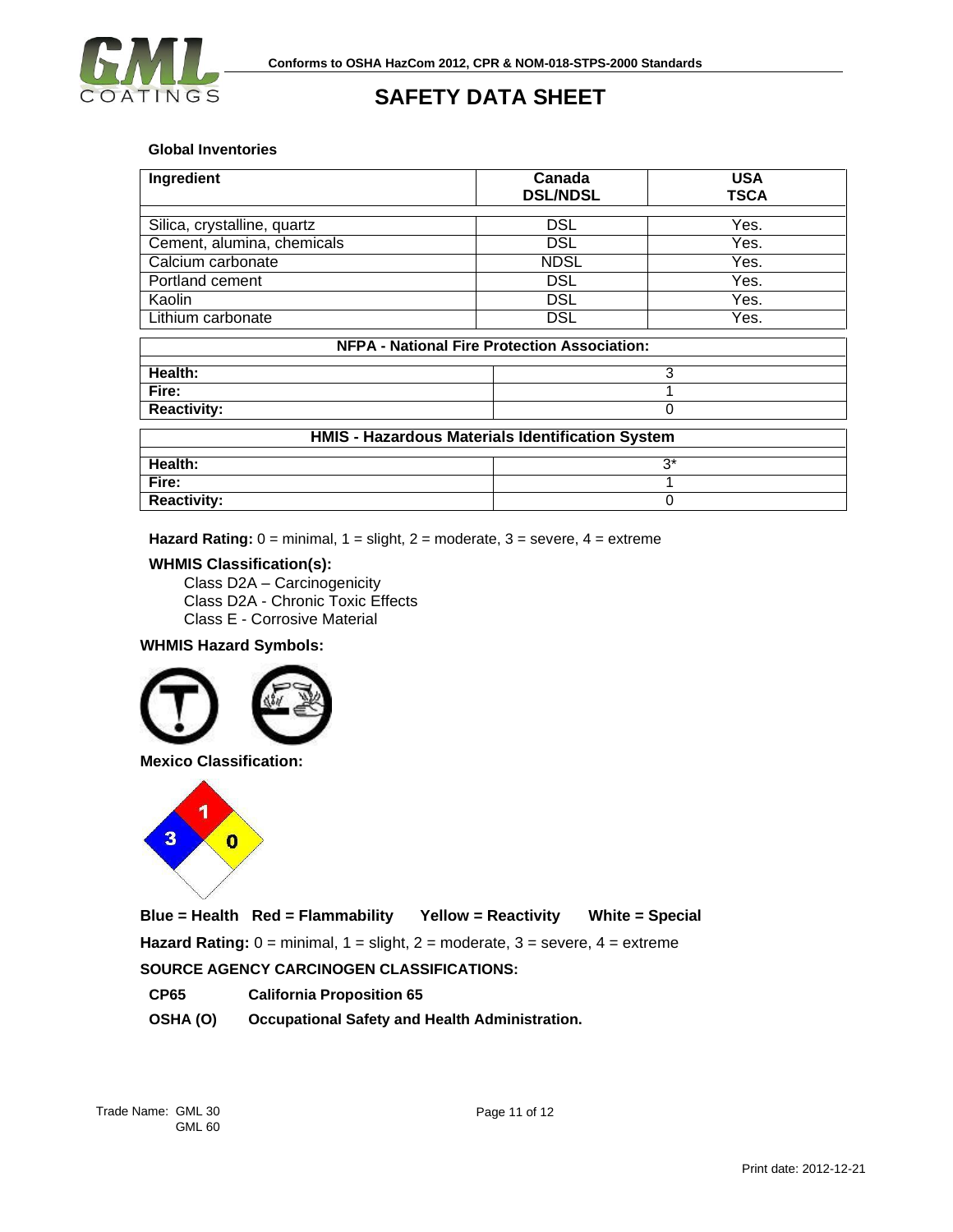**Global Inventories**

| Ingredient | Canada DSL/NDSL | USA TSCA |
|---|---|---|
| Silica, crystalline, quartz | DSL | Yes. |
| Cement, alumina, chemicals | DSL | Yes. |
| Calcium carbonate | NDSL | Yes. |
| Portland cement | DSL | Yes. |
| Kaolin | DSL | Yes. |
| Lithium carbonate | DSL | Yes. |

| NFPA - National Fire Protection Association: | |
|---|---|
| **Health:** | 3 |
| **Fire:** | 1 |
| **Reactivity:** | 0 |

| HMIS - Hazardous Materials Identification System | |
|---|---|
| **Health:** | 3* |
| **Fire:** | 1 |
| **Reactivity:** | 0 |

**Hazard Rating:** 0 = minimal, 1 = slight, 2 = moderate, 3 = severe, 4 = extreme

**WHMIS Classification(s):**

Class D2A – Carcinogenicity
Class D2A - Chronic Toxic Effects
Class E - Corrosive Material

**WHMIS Hazard Symbols:**

**Mexico Classification:**

**Blue = Health Red = Flammability Yellow = Reactivity White = Special**

**Hazard Rating:** 0 = minimal, 1 = slight, 2 = moderate, 3 = severe, 4 = extreme

**SOURCE AGENCY CARCINOGEN CLASSIFICATIONS:**

**CP65** **California Proposition 65**

**OSHA (O)** **Occupational Safety and Health Administration.**

Trade Name: GML 30
GML 60

Print date: 2012-12-21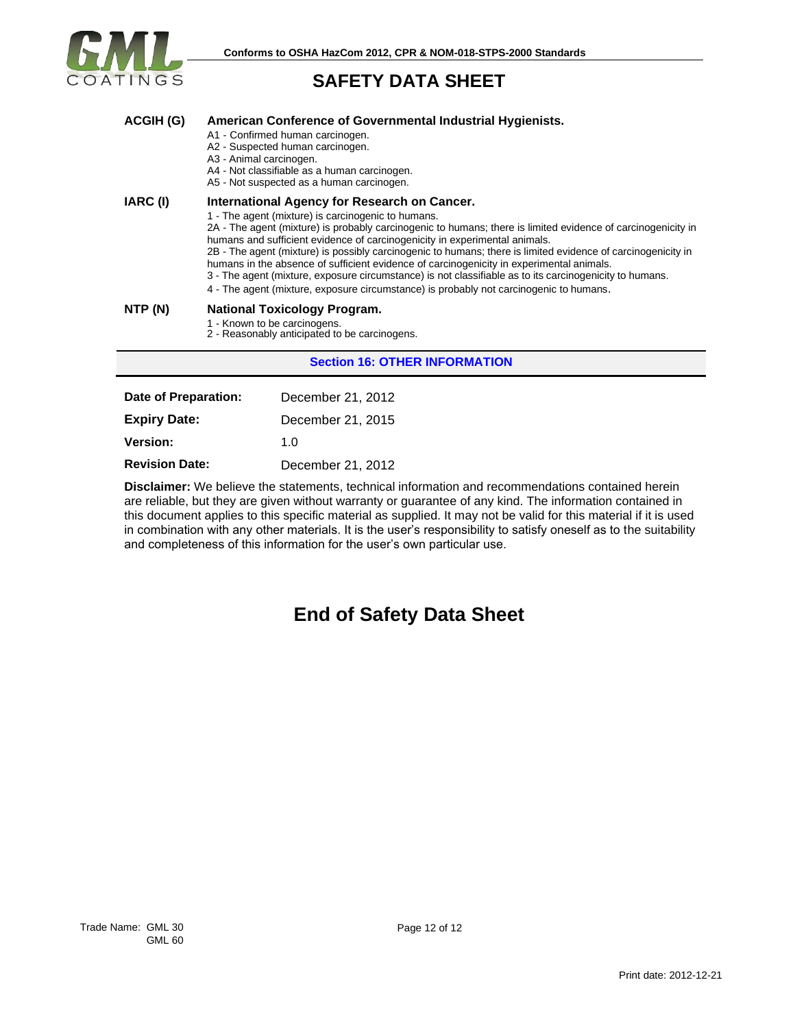**ACGIH (G)** **American Conference of Governmental Industrial Hygienists.**

A1 - Confirmed human carcinogen.
A2 - Suspected human carcinogen.
A3 - Animal carcinogen.
A4 - Not classifiable as a human carcinogen.
A5 - Not suspected as a human carcinogen.

**IARC (I)** **International Agency for Research on Cancer.**

1 - The agent (mixture) is carcinogenic to humans.
2A - The agent (mixture) is probably carcinogenic to humans; there is limited evidence of carcinogenicity in humans and sufficient evidence of carcinogenicity in experimental animals.
2B - The agent (mixture) is possibly carcinogenic to humans; there is limited evidence of carcinogenicity in humans in the absence of sufficient evidence of carcinogenicity in experimental animals.
3 - The agent (mixture, exposure circumstance) is not classifiable as to its carcinogenicity to humans.
4 - The agent (mixture, exposure circumstance) is probably not carcinogenic to humans.

**NTP (N)** **National Toxicology Program.**

1 - Known to be carcinogens.
2 - Reasonably anticipated to be carcinogens.

## Section 16: OTHER INFORMATION

| | |
|---|---|
| **Date of Preparation:** | December 21, 2012 |
| **Expiry Date:** | December 21, 2015 |
| **Version:** | 1.0 |
| **Revision Date:** | December 21, 2012 |

**Disclaimer:** We believe the statements, technical information and recommendations contained herein are reliable, but they are given without warranty or guarantee of any kind. The information contained in this document applies to this specific material as supplied. It may not be valid for this material if it is used in combination with any other materials. It is the user's responsibility to satisfy oneself as to the suitability and completeness of this information for the user's own particular use.

# End of Safety Data Sheet